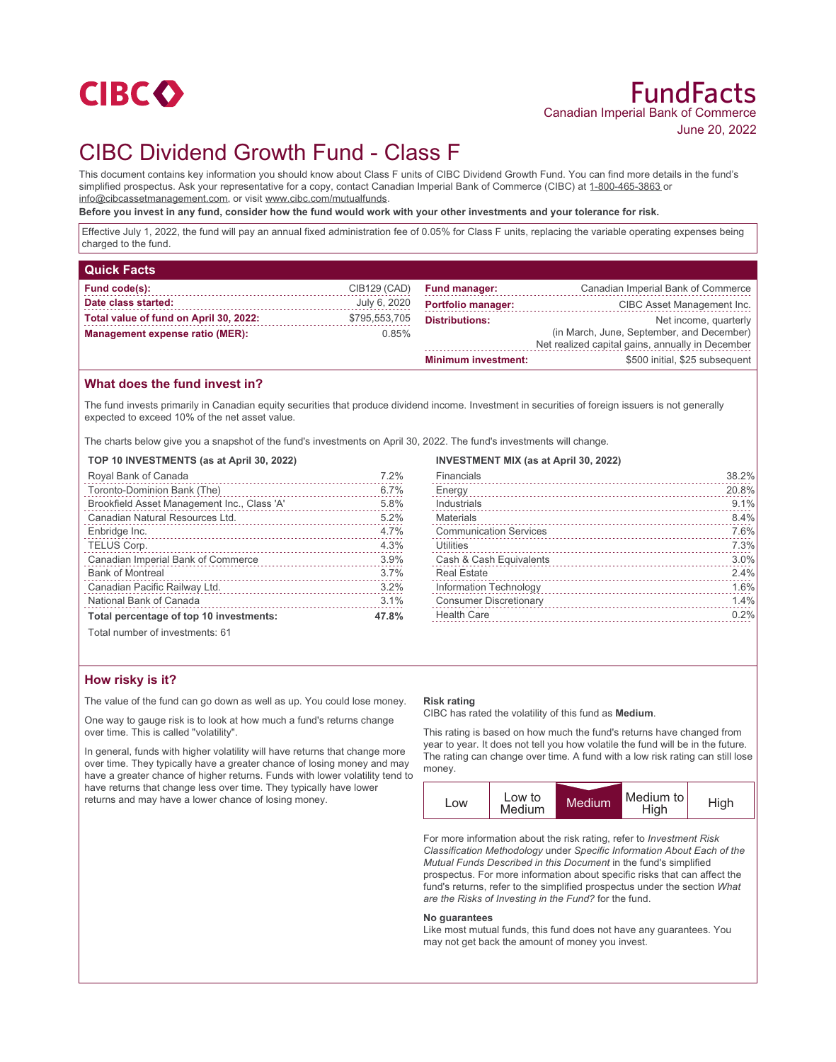CIBC

# FundFacts

Canadian Imperial Bank of Commerce

June 20, 2022

# CIBC Dividend Growth Fund - Class F

This document contains key information you should know about Class F units of CIBC Dividend Growth Fund. You can find more details in the fund's simplified prospectus. Ask your representative for a copy, contact Canadian Imperial Bank of Commerce (CIBC) at 1-800-465-3863 or info@cibcassetmanagement.com, or visit www.cibc.com/mutualfunds.

**Before you invest in any fund, consider how the fund would work with your other investments and your tolerance for risk.**

Effective July 1, 2022, the fund will pay an annual fixed administration fee of 0.05% for Class F units, replacing the variable operating expenses being charged to the fund.

## Quick Facts

| | | | |
|---|---|---|---|
| **Fund code(s):** | CIB129 (CAD) | **Fund manager:** | Canadian Imperial Bank of Commerce |
| **Date class started:** | July 6, 2020 | **Portfolio manager:** | CIBC Asset Management Inc. |
| **Total value of fund on April 30, 2022:** | $795,553,705 | **Distributions:** | Net income, quarterly (in March, June, September, and December) Net realized capital gains, annually in December |
| **Management expense ratio (MER):** | 0.85% | **Minimum investment:** | $500 initial, $25 subsequent |

## What does the fund invest in?

The fund invests primarily in Canadian equity securities that produce dividend income. Investment in securities of foreign issuers is not generally expected to exceed 10% of the net asset value.

The charts below give you a snapshot of the fund's investments on April 30, 2022. The fund's investments will change.

**TOP 10 INVESTMENTS (as at April 30, 2022)**

| | |
|---|---|
| Royal Bank of Canada | 7.2% |
| Toronto-Dominion Bank (The) | 6.7% |
| Brookfield Asset Management Inc., Class 'A' | 5.8% |
| Canadian Natural Resources Ltd. | 5.2% |
| Enbridge Inc. | 4.7% |
| TELUS Corp. | 4.3% |
| Canadian Imperial Bank of Commerce | 3.9% |
| Bank of Montreal | 3.7% |
| Canadian Pacific Railway Ltd. | 3.2% |
| National Bank of Canada | 3.1% |
| **Total percentage of top 10 investments:** | **47.8%** |

Total number of investments: 61

**INVESTMENT MIX (as at April 30, 2022)**

| | |
|---|---|
| Financials | 38.2% |
| Energy | 20.8% |
| Industrials | 9.1% |
| Materials | 8.4% |
| Communication Services | 7.6% |
| Utilities | 7.3% |
| Cash & Cash Equivalents | 3.0% |
| Real Estate | 2.4% |
| Information Technology | 1.6% |
| Consumer Discretionary | 1.4% |
| Health Care | 0.2% |

## How risky is it?

The value of the fund can go down as well as up. You could lose money.

One way to gauge risk is to look at how much a fund's returns change over time. This is called "volatility".

In general, funds with higher volatility will have returns that change more over time. They typically have a greater chance of losing money and may have a greater chance of higher returns. Funds with lower volatility tend to have returns that change less over time. They typically have lower returns and may have a lower chance of losing money.

**Risk rating**

CIBC has rated the volatility of this fund as **Medium**.

This rating is based on how much the fund's returns have changed from year to year. It does not tell you how volatile the fund will be in the future. The rating can change over time. A fund with a low risk rating can still lose money.

| Low | Low to Medium | **Medium** | Medium to High | High |
|---|---|---|---|---|

For more information about the risk rating, refer to *Investment Risk Classification Methodology* under *Specific Information About Each of the Mutual Funds Described in this Document* in the fund's simplified prospectus. For more information about specific risks that can affect the fund's returns, refer to the simplified prospectus under the section *What are the Risks of Investing in the Fund?* for the fund.

**No guarantees**

Like most mutual funds, this fund does not have any guarantees. You may not get back the amount of money you invest.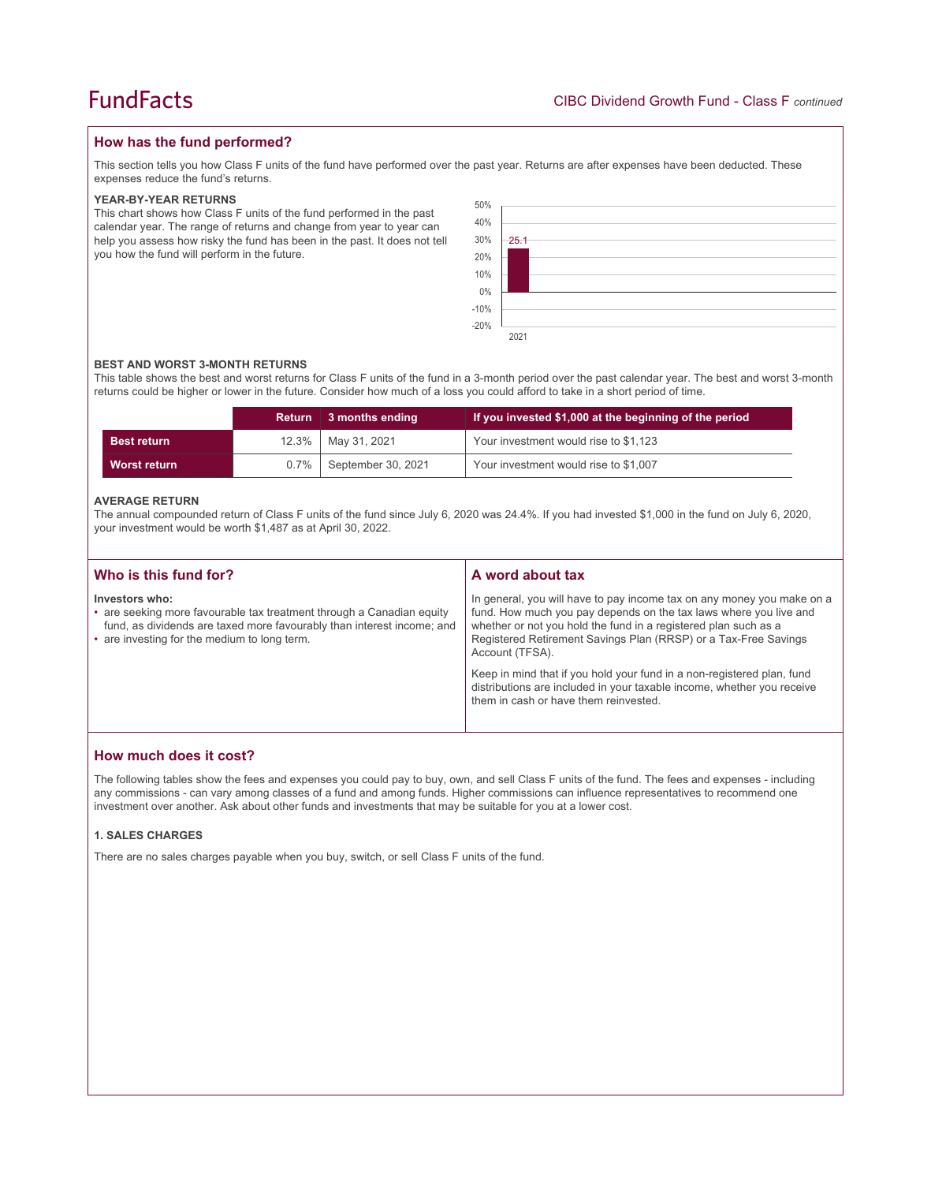## How has the fund performed?

This section tells you how Class F units of the fund have performed over the past year. Returns are after expenses have been deducted. These expenses reduce the fund's returns.

### YEAR-BY-YEAR RETURNS

This chart shows how Class F units of the fund performed in the past calendar year. The range of returns and change from year to year can help you assess how risky the fund has been in the past. It does not tell you how the fund will perform in the future.

| Year | Return (%) |
|---|---|
| 2021 | 25.1 |

### BEST AND WORST 3-MONTH RETURNS

This table shows the best and worst returns for Class F units of the fund in a 3-month period over the past calendar year. The best and worst 3-month returns could be higher or lower in the future. Consider how much of a loss you could afford to take in a short period of time.

| | Return | 3 months ending | If you invested $1,000 at the beginning of the period |
|---|---|---|---|
| **Best return** | 12.3% | May 31, 2021 | Your investment would rise to $1,123 |
| **Worst return** | 0.7% | September 30, 2021 | Your investment would rise to $1,007 |

### AVERAGE RETURN

The annual compounded return of Class F units of the fund since July 6, 2020 was 24.4%. If you had invested $1,000 in the fund on July 6, 2020, your investment would be worth $1,487 as at April 30, 2022.

## Who is this fund for?

**Investors who:**

- are seeking more favourable tax treatment through a Canadian equity fund, as dividends are taxed more favourably than interest income; and
- are investing for the medium to long term.

## A word about tax

In general, you will have to pay income tax on any money you make on a fund. How much you pay depends on the tax laws where you live and whether or not you hold the fund in a registered plan such as a Registered Retirement Savings Plan (RRSP) or a Tax-Free Savings Account (TFSA).

Keep in mind that if you hold your fund in a non-registered plan, fund distributions are included in your taxable income, whether you receive them in cash or have them reinvested.

## How much does it cost?

The following tables show the fees and expenses you could pay to buy, own, and sell Class F units of the fund. The fees and expenses - including any commissions - can vary among classes of a fund and among funds. Higher commissions can influence representatives to recommend one investment over another. Ask about other funds and investments that may be suitable for you at a lower cost.

### 1. SALES CHARGES

There are no sales charges payable when you buy, switch, or sell Class F units of the fund.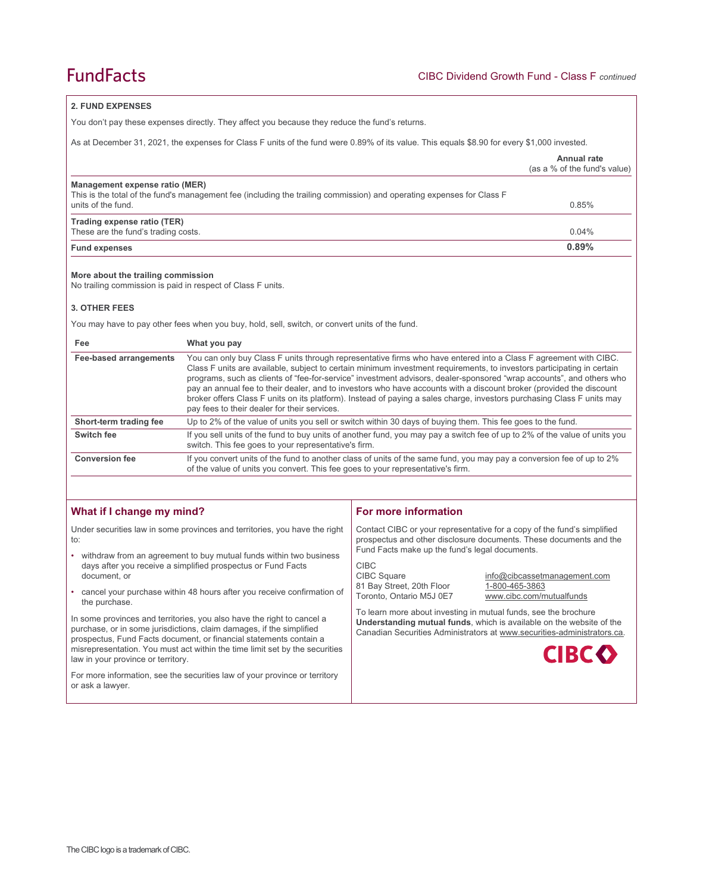## 2. FUND EXPENSES

You don't pay these expenses directly. They affect you because they reduce the fund's returns.

As at December 31, 2021, the expenses for Class F units of the fund were 0.89% of its value. This equals $8.90 for every $1,000 invested.

| | Annual rate (as a % of the fund's value) |
|---|---|
| **Management expense ratio (MER)**<br>This is the total of the fund's management fee (including the trailing commission) and operating expenses for Class F units of the fund. | 0.85% |
| **Trading expense ratio (TER)**<br>These are the fund's trading costs. | 0.04% |
| **Fund expenses** | **0.89%** |

**More about the trailing commission**

No trailing commission is paid in respect of Class F units.

## 3. OTHER FEES

You may have to pay other fees when you buy, hold, sell, switch, or convert units of the fund.

| Fee | What you pay |
|---|---|
| **Fee-based arrangements** | You can only buy Class F units through representative firms who have entered into a Class F agreement with CIBC. Class F units are available, subject to certain minimum investment requirements, to investors participating in certain programs, such as clients of "fee-for-service" investment advisors, dealer-sponsored "wrap accounts", and others who pay an annual fee to their dealer, and to investors who have accounts with a discount broker (provided the discount broker offers Class F units on its platform). Instead of paying a sales charge, investors purchasing Class F units may pay fees to their dealer for their services. |
| **Short-term trading fee** | Up to 2% of the value of units you sell or switch within 30 days of buying them. This fee goes to the fund. |
| **Switch fee** | If you sell units of the fund to buy units of another fund, you may pay a switch fee of up to 2% of the value of units you switch. This fee goes to your representative's firm. |
| **Conversion fee** | If you convert units of the fund to another class of units of the same fund, you may pay a conversion fee of up to 2% of the value of units you convert. This fee goes to your representative's firm. |

## What if I change my mind?

Under securities law in some provinces and territories, you have the right to:

- withdraw from an agreement to buy mutual funds within two business days after you receive a simplified prospectus or Fund Facts document, or
- cancel your purchase within 48 hours after you receive confirmation of the purchase.

In some provinces and territories, you also have the right to cancel a purchase, or in some jurisdictions, claim damages, if the simplified prospectus, Fund Facts document, or financial statements contain a misrepresentation. You must act within the time limit set by the securities law in your province or territory.

For more information, see the securities law of your province or territory or ask a lawyer.

## For more information

Contact CIBC or your representative for a copy of the fund's simplified prospectus and other disclosure documents. These documents and the Fund Facts make up the fund's legal documents.

CIBC
CIBC Square
81 Bay Street, 20th Floor
Toronto, Ontario M5J 0E7

info@cibcassetmanagement.com
1-800-465-3863
www.cibc.com/mutualfunds

To learn more about investing in mutual funds, see the brochure **Understanding mutual funds**, which is available on the website of the Canadian Securities Administrators at www.securities-administrators.ca.

CIBC

The CIBC logo is a trademark of CIBC.